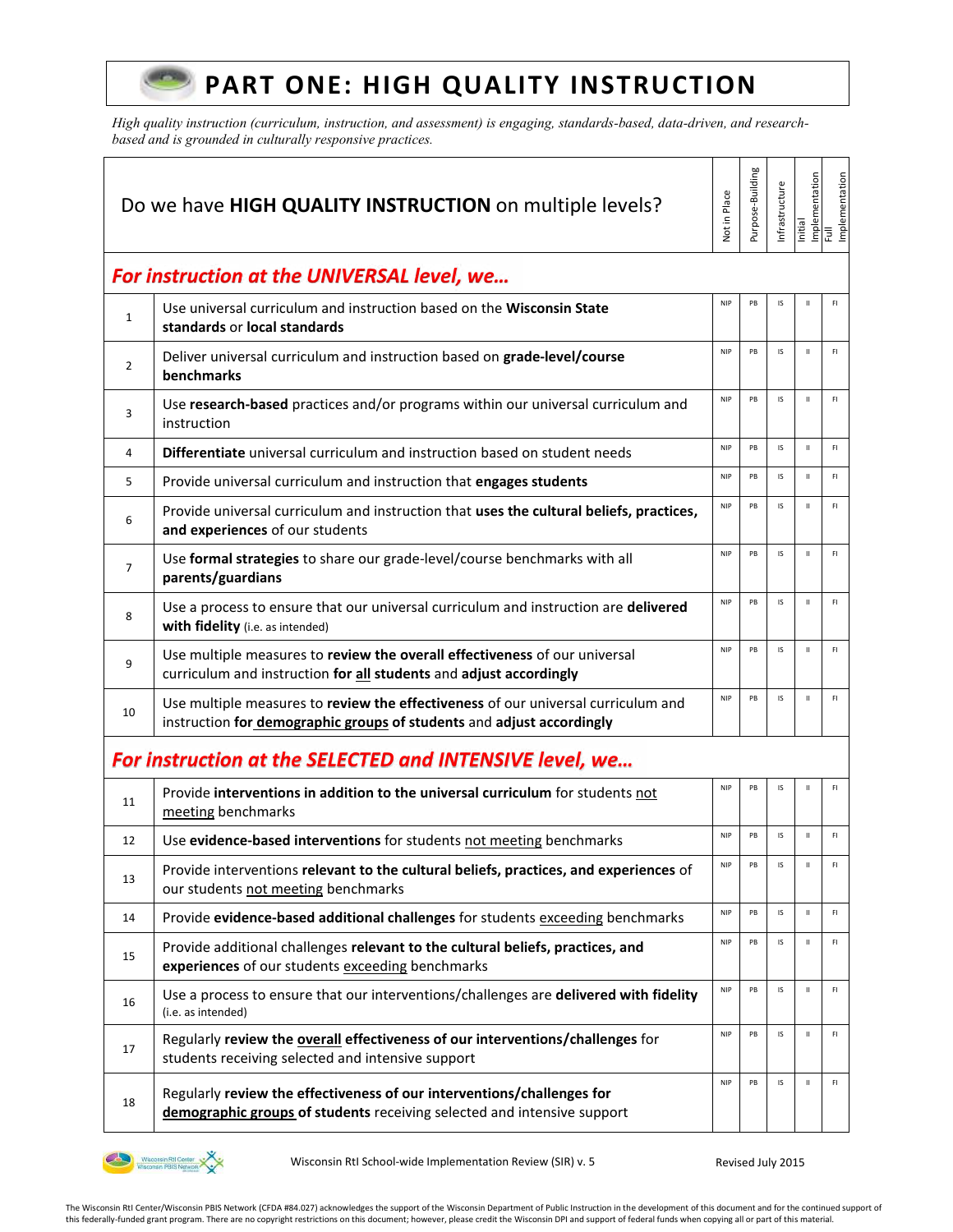# PART ONE: HIGH QUALITY INSTRUCTION

*High quality instruction (curriculum, instruction, and assessment) is engaging, standards-based, data-driven, and research-based and is grounded in culturally responsive practices.*

| | Do we have **HIGH QUALITY INSTRUCTION** on multiple levels? | Not in Place | Purpose-Building | Infrastructure | Initial Implementation | Full Implementation |
|---|---|---|---|---|---|---|
| | ***For instruction at the UNIVERSAL level, we…*** | | | | | |
| 1 | Use universal curriculum and instruction based on the **Wisconsin State standards** or **local standards** | NIP | PB | IS | II | FI |
| 2 | Deliver universal curriculum and instruction based on **grade-level/course benchmarks** | NIP | PB | IS | II | FI |
| 3 | Use **research-based** practices and/or programs within our universal curriculum and instruction | NIP | PB | IS | II | FI |
| 4 | **Differentiate** universal curriculum and instruction based on student needs | NIP | PB | IS | II | FI |
| 5 | Provide universal curriculum and instruction that **engages students** | NIP | PB | IS | II | FI |
| 6 | Provide universal curriculum and instruction that **uses the cultural beliefs, practices, and experiences** of our students | NIP | PB | IS | II | FI |
| 7 | Use **formal strategies** to share our grade-level/course benchmarks with all **parents/guardians** | NIP | PB | IS | II | FI |
| 8 | Use a process to ensure that our universal curriculum and instruction are **delivered with fidelity** (i.e. as intended) | NIP | PB | IS | II | FI |
| 9 | Use multiple measures to **review the overall effectiveness** of our universal curriculum and instruction **for <u>all</u> students** and **adjust accordingly** | NIP | PB | IS | II | FI |
| 10 | Use multiple measures to **review the effectiveness** of our universal curriculum and instruction **for <u>demographic groups</u> of students** and **adjust accordingly** | NIP | PB | IS | II | FI |
| | ***For instruction at the SELECTED and INTENSIVE level, we…*** | | | | | |
| 11 | Provide **interventions in addition to the universal curriculum** for students <u>not meeting</u> benchmarks | NIP | PB | IS | II | FI |
| 12 | Use **evidence-based interventions** for students <u>not meeting</u> benchmarks | NIP | PB | IS | II | FI |
| 13 | Provide interventions **relevant to the cultural beliefs, practices, and experiences** of our students <u>not meeting</u> benchmarks | NIP | PB | IS | II | FI |
| 14 | Provide **evidence-based additional challenges** for students <u>exceeding</u> benchmarks | NIP | PB | IS | II | FI |
| 15 | Provide additional challenges **relevant to the cultural beliefs, practices, and experiences** of our students <u>exceeding</u> benchmarks | NIP | PB | IS | II | FI |
| 16 | Use a process to ensure that our interventions/challenges are **delivered with fidelity** (i.e. as intended) | NIP | PB | IS | II | FI |
| 17 | Regularly **review the <u>overall</u> effectiveness of our interventions/challenges** for students receiving selected and intensive support | NIP | PB | IS | II | FI |
| 18 | Regularly **review the effectiveness of our interventions/challenges for <u>demographic groups</u> of students** receiving selected and intensive support | NIP | PB | IS | II | FI |

Wisconsin RtI School-wide Implementation Review (SIR) v. 5 — Revised July 2015

The Wisconsin RtI Center/Wisconsin PBIS Network (CFDA #84.027) acknowledges the support of the Wisconsin Department of Public Instruction in the development of this document and for the continued support of this federally-funded grant program. There are no copyright restrictions on this document; however, please credit the Wisconsin DPI and support of federal funds when copying all or part of this material.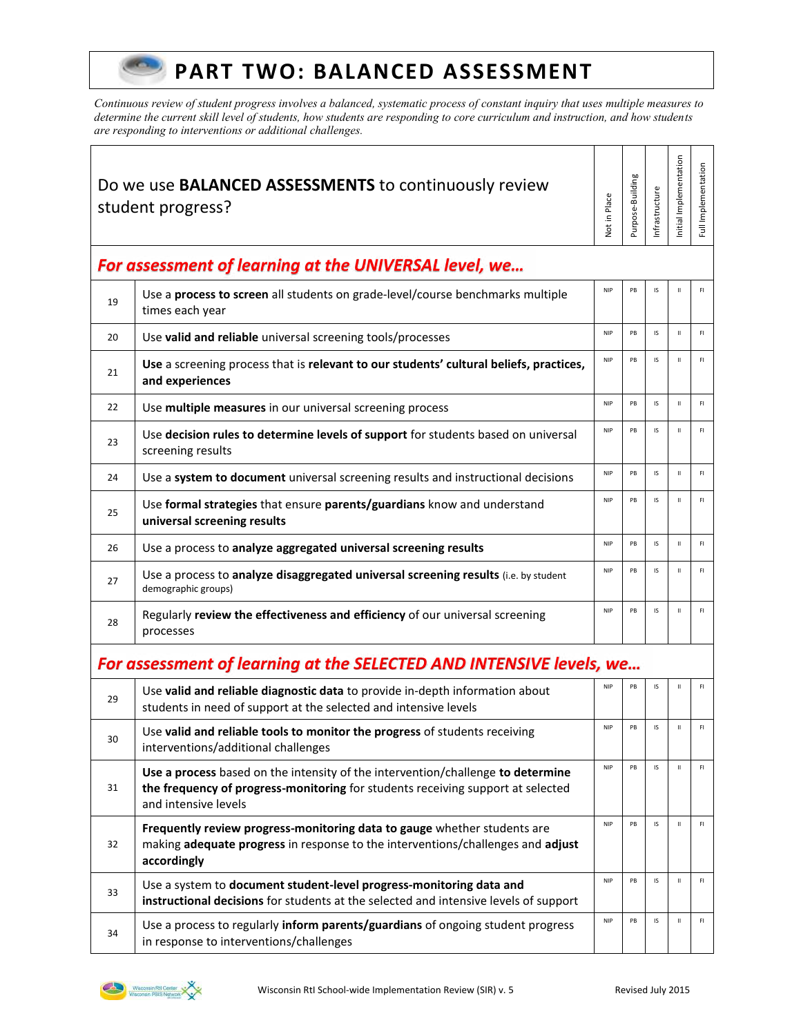# PART TWO: BALANCED ASSESSMENT

*Continuous review of student progress involves a balanced, systematic process of constant inquiry that uses multiple measures to determine the current skill level of students, how students are responding to core curriculum and instruction, and how students are responding to interventions or additional challenges.*

| | Do we use **BALANCED ASSESSMENTS** to continuously review student progress? | Not in Place | Purpose-Building | Infrastructure | Initial Implementation | Full Implementation |
|---|---|---|---|---|---|---|
| | ***For assessment of learning at the UNIVERSAL level, we…*** | | | | | |
| 19 | Use a **process to screen** all students on grade-level/course benchmarks multiple times each year | NIP | PB | IS | II | FI |
| 20 | Use **valid and reliable** universal screening tools/processes | NIP | PB | IS | II | FI |
| 21 | **Use** a screening process that is **relevant to our students' cultural beliefs, practices, and experiences** | NIP | PB | IS | II | FI |
| 22 | Use **multiple measures** in our universal screening process | NIP | PB | IS | II | FI |
| 23 | Use **decision rules to determine levels of support** for students based on universal screening results | NIP | PB | IS | II | FI |
| 24 | Use a **system to document** universal screening results and instructional decisions | NIP | PB | IS | II | FI |
| 25 | Use **formal strategies** that ensure **parents/guardians** know and understand **universal screening results** | NIP | PB | IS | II | FI |
| 26 | Use a process to **analyze aggregated universal screening results** | NIP | PB | IS | II | FI |
| 27 | Use a process to **analyze disaggregated universal screening results** (i.e. by student demographic groups) | NIP | PB | IS | II | FI |
| 28 | Regularly **review the effectiveness and efficiency** of our universal screening processes | NIP | PB | IS | II | FI |
| | ***For assessment of learning at the SELECTED AND INTENSIVE levels, we…*** | | | | | |
| 29 | Use **valid and reliable diagnostic data** to provide in-depth information about students in need of support at the selected and intensive levels | NIP | PB | IS | II | FI |
| 30 | Use **valid and reliable tools to monitor the progress** of students receiving interventions/additional challenges | NIP | PB | IS | II | FI |
| 31 | **Use a process** based on the intensity of the intervention/challenge **to determine the frequency of progress-monitoring** for students receiving support at selected and intensive levels | NIP | PB | IS | II | FI |
| 32 | **Frequently review progress-monitoring data to gauge** whether students are making **adequate progress** in response to the interventions/challenges and **adjust accordingly** | NIP | PB | IS | II | FI |
| 33 | Use a system to **document student-level progress-monitoring data and instructional decisions** for students at the selected and intensive levels of support | NIP | PB | IS | II | FI |
| 34 | Use a process to regularly **inform parents/guardians** of ongoing student progress in response to interventions/challenges | NIP | PB | IS | II | FI |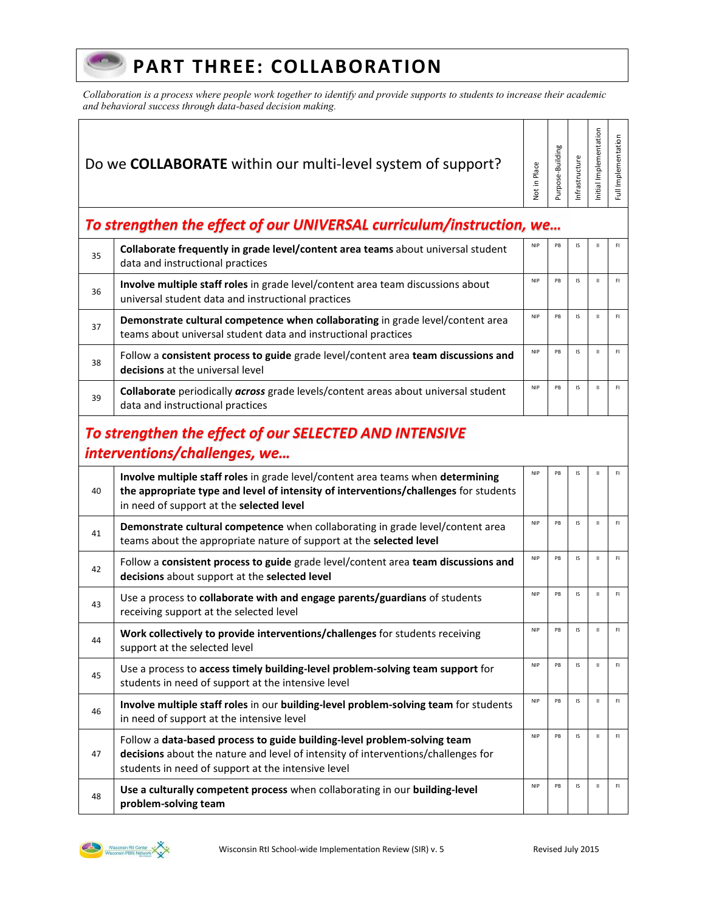# PART THREE: COLLABORATION

*Collaboration is a process where people work together to identify and provide supports to students to increase their academic and behavioral success through data-based decision making.*

| | Do we **COLLABORATE** within our multi-level system of support? | Not in Place | Purpose-Building | Infrastructure | Initial Implementation | Full Implementation |
|---|---|---|---|---|---|---|
| | ***To strengthen the effect of our UNIVERSAL curriculum/instruction, we…*** | | | | | |
| 35 | **Collaborate frequently in grade level/content area teams** about universal student data and instructional practices | NIP | PB | IS | II | FI |
| 36 | **Involve multiple staff roles** in grade level/content area team discussions about universal student data and instructional practices | NIP | PB | IS | II | FI |
| 37 | **Demonstrate cultural competence when collaborating** in grade level/content area teams about universal student data and instructional practices | NIP | PB | IS | II | FI |
| 38 | Follow a **consistent process to guide** grade level/content area **team discussions and decisions** at the universal level | NIP | PB | IS | II | FI |
| 39 | **Collaborate** periodically ***across*** grade levels/content areas about universal student data and instructional practices | NIP | PB | IS | II | FI |
| | ***To strengthen the effect of our SELECTED AND INTENSIVE interventions/challenges, we…*** | | | | | |
| 40 | **Involve multiple staff roles** in grade level/content area teams when **determining the appropriate type and level of intensity of interventions/challenges** for students in need of support at the **selected level** | NIP | PB | IS | II | FI |
| 41 | **Demonstrate cultural competence** when collaborating in grade level/content area teams about the appropriate nature of support at the **selected level** | NIP | PB | IS | II | FI |
| 42 | Follow a **consistent process to guide** grade level/content area **team discussions and decisions** about support at the **selected level** | NIP | PB | IS | II | FI |
| 43 | Use a process to **collaborate with and engage parents/guardians** of students receiving support at the selected level | NIP | PB | IS | II | FI |
| 44 | **Work collectively to provide interventions/challenges** for students receiving support at the selected level | NIP | PB | IS | II | FI |
| 45 | Use a process to **access timely building-level problem-solving team support** for students in need of support at the intensive level | NIP | PB | IS | II | FI |
| 46 | **Involve multiple staff roles** in our **building-level problem-solving team** for students in need of support at the intensive level | NIP | PB | IS | II | FI |
| 47 | Follow a **data-based process to guide building-level problem-solving team decisions** about the nature and level of intensity of interventions/challenges for students in need of support at the intensive level | NIP | PB | IS | II | FI |
| 48 | **Use a culturally competent process** when collaborating in our **building-level problem-solving team** | NIP | PB | IS | II | FI |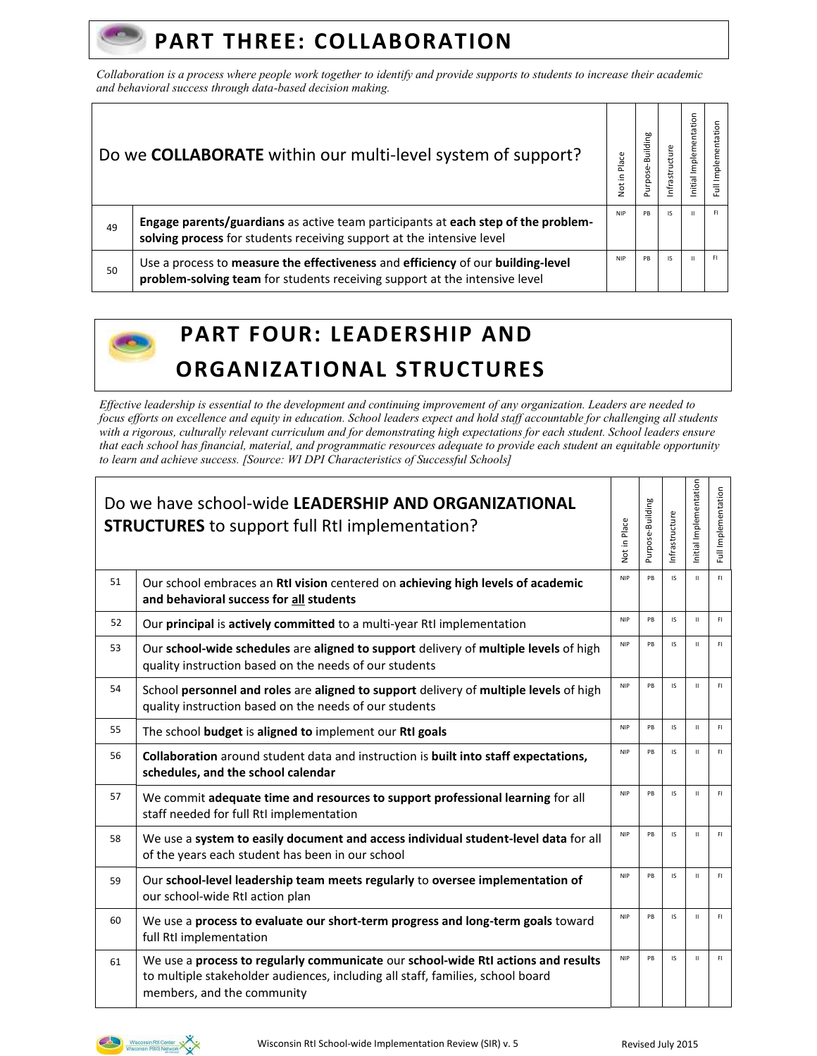# PART THREE: COLLABORATION

*Collaboration is a process where people work together to identify and provide supports to students to increase their academic and behavioral success through data-based decision making.*

| | Do we **COLLABORATE** within our multi-level system of support? | Not in Place | Purpose-Building | Infrastructure | Initial Implementation | Full Implementation |
|---|---|---|---|---|---|---|
| 49 | **Engage parents/guardians** as active team participants at **each step of the problem-solving process** for students receiving support at the intensive level | NIP | PB | IS | II | FI |
| 50 | Use a process to **measure the effectiveness** and **efficiency** of our **building-level problem-solving team** for students receiving support at the intensive level | NIP | PB | IS | II | FI |

# PART FOUR: LEADERSHIP AND ORGANIZATIONAL STRUCTURES

*Effective leadership is essential to the development and continuing improvement of any organization. Leaders are needed to focus efforts on excellence and equity in education. School leaders expect and hold staff accountable for challenging all students with a rigorous, culturally relevant curriculum and for demonstrating high expectations for each student. School leaders ensure that each school has financial, material, and programmatic resources adequate to provide each student an equitable opportunity to learn and achieve success. [Source: WI DPI Characteristics of Successful Schools]*

| | Do we have school-wide **LEADERSHIP AND ORGANIZATIONAL STRUCTURES** to support full RtI implementation? | Not in Place | Purpose-Building | Infrastructure | Initial Implementation | Full Implementation |
|---|---|---|---|---|---|---|
| 51 | Our school embraces an **RtI vision** centered on **achieving high levels of academic and behavioral success for all students** | NIP | PB | IS | II | FI |
| 52 | Our **principal** is **actively committed** to a multi-year RtI implementation | NIP | PB | IS | II | FI |
| 53 | Our **school-wide schedules** are **aligned to support** delivery of **multiple levels** of high quality instruction based on the needs of our students | NIP | PB | IS | II | FI |
| 54 | School **personnel and roles** are **aligned to support** delivery of **multiple levels** of high quality instruction based on the needs of our students | NIP | PB | IS | II | FI |
| 55 | The school **budget** is **aligned to** implement our **RtI goals** | NIP | PB | IS | II | FI |
| 56 | **Collaboration** around student data and instruction is **built into staff expectations, schedules, and the school calendar** | NIP | PB | IS | II | FI |
| 57 | We commit **adequate time and resources to support professional learning** for all staff needed for full RtI implementation | NIP | PB | IS | II | FI |
| 58 | We use a **system to easily document and access individual student-level data** for all of the years each student has been in our school | NIP | PB | IS | II | FI |
| 59 | Our **school-level leadership team meets regularly** to **oversee implementation of** our school-wide RtI action plan | NIP | PB | IS | II | FI |
| 60 | We use a **process to evaluate our short-term progress and long-term goals** toward full RtI implementation | NIP | PB | IS | II | FI |
| 61 | We use a **process to regularly communicate** our **school-wide RtI actions and results** to multiple stakeholder audiences, including all staff, families, school board members, and the community | NIP | PB | IS | II | FI |